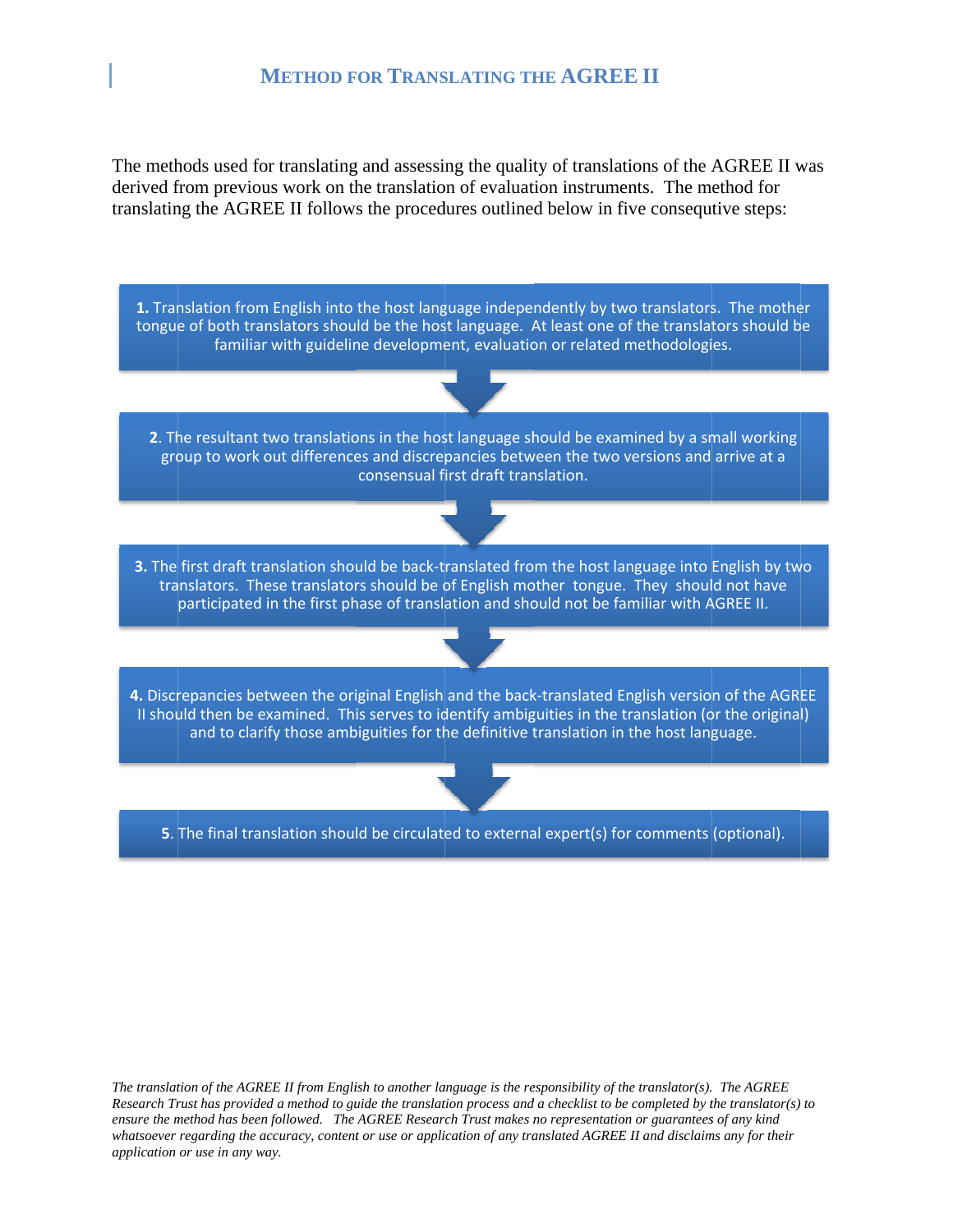# METHOD FOR TRANSLATING THE AGREE II

The methods used for translating and assessing the quality of translations of the AGREE II was derived from previous work on the translation of evaluation instruments. The method for translating the AGREE II follows the procedures outlined below in five consequtive steps:

**1.** Translation from English into the host language independently by two translators. The mother tongue of both translators should be the host language. At least one of the translators should be familiar with guideline development, evaluation or related methodologies.

**2**. The resultant two translations in the host language should be examined by a small working group to work out differences and discrepancies between the two versions and arrive at a consensual first draft translation.

**3.** The first draft translation should be back-translated from the host language into English by two translators. These translators should be of English mother tongue. They should not have participated in the first phase of translation and should not be familiar with AGREE II.

**4.** Discrepancies between the original English and the back-translated English version of the AGREE II should then be examined. This serves to identify ambiguities in the translation (or the original) and to clarify those ambiguities for the definitive translation in the host language.

**5**. The final translation should be circulated to external expert(s) for comments (optional).

*The translation of the AGREE II from English to another language is the responsibility of the translator(s). The AGREE Research Trust has provided a method to guide the translation process and a checklist to be completed by the translator(s) to ensure the method has been followed. The AGREE Research Trust makes no representation or guarantees of any kind whatsoever regarding the accuracy, content or use or application of any translated AGREE II and disclaims any for their application or use in any way.*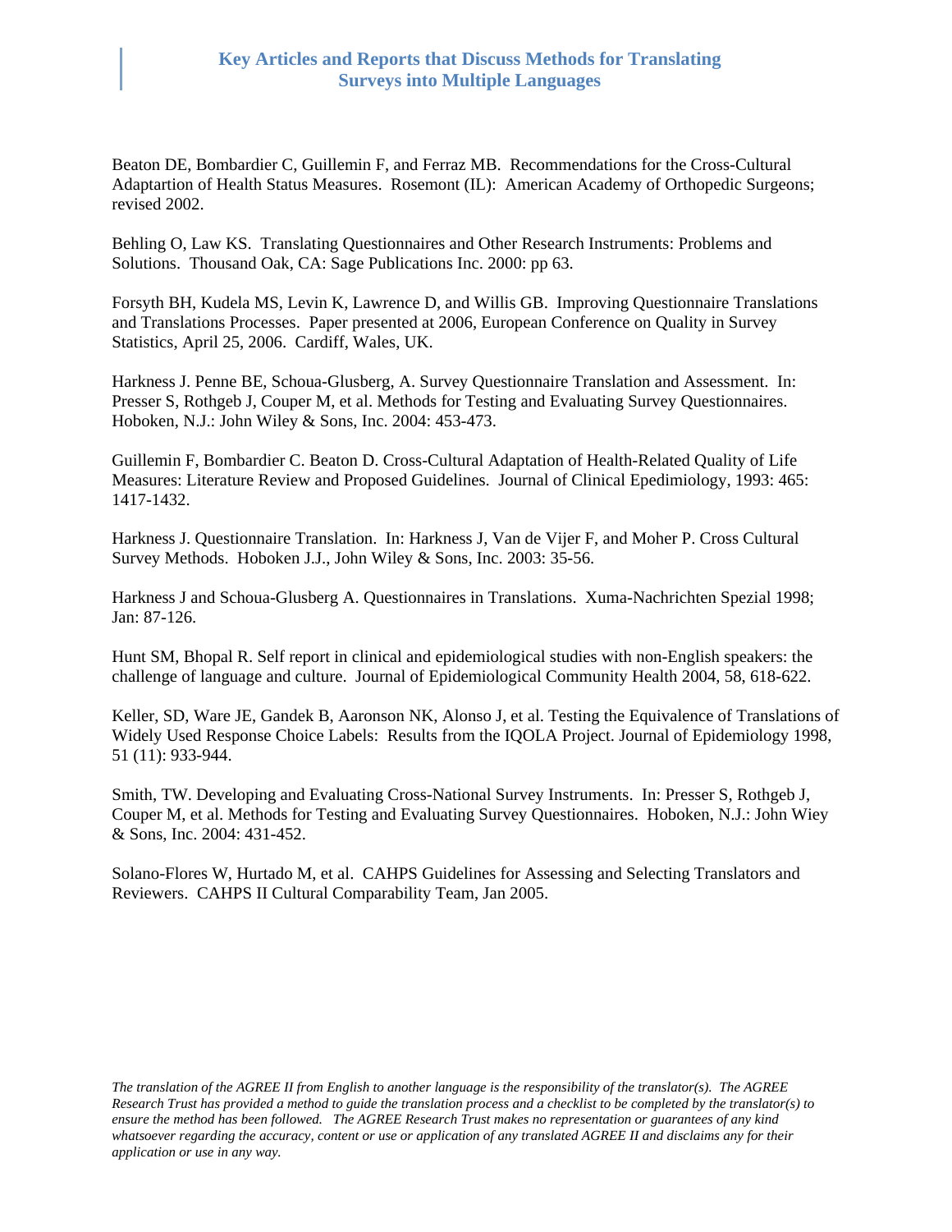## Key Articles and Reports that Discuss Methods for Translating Surveys into Multiple Languages

Beaton DE, Bombardier C, Guillemin F, and Ferraz MB. Recommendations for the Cross-Cultural Adaptartion of Health Status Measures. Rosemont (IL): American Academy of Orthopedic Surgeons; revised 2002.

Behling O, Law KS. Translating Questionnaires and Other Research Instruments: Problems and Solutions. Thousand Oak, CA: Sage Publications Inc. 2000: pp 63.

Forsyth BH, Kudela MS, Levin K, Lawrence D, and Willis GB. Improving Questionnaire Translations and Translations Processes. Paper presented at 2006, European Conference on Quality in Survey Statistics, April 25, 2006. Cardiff, Wales, UK.

Harkness J. Penne BE, Schoua-Glusberg, A. Survey Questionnaire Translation and Assessment. In: Presser S, Rothgeb J, Couper M, et al. Methods for Testing and Evaluating Survey Questionnaires. Hoboken, N.J.: John Wiley & Sons, Inc. 2004: 453-473.

Guillemin F, Bombardier C. Beaton D. Cross-Cultural Adaptation of Health-Related Quality of Life Measures: Literature Review and Proposed Guidelines. Journal of Clinical Epedimiology, 1993: 465: 1417-1432.

Harkness J. Questionnaire Translation. In: Harkness J, Van de Vijer F, and Moher P. Cross Cultural Survey Methods. Hoboken J.J., John Wiley & Sons, Inc. 2003: 35-56.

Harkness J and Schoua-Glusberg A. Questionnaires in Translations. Xuma-Nachrichten Spezial 1998; Jan: 87-126.

Hunt SM, Bhopal R. Self report in clinical and epidemiological studies with non-English speakers: the challenge of language and culture. Journal of Epidemiological Community Health 2004, 58, 618-622.

Keller, SD, Ware JE, Gandek B, Aaronson NK, Alonso J, et al. Testing the Equivalence of Translations of Widely Used Response Choice Labels: Results from the IQOLA Project. Journal of Epidemiology 1998, 51 (11): 933-944.

Smith, TW. Developing and Evaluating Cross-National Survey Instruments. In: Presser S, Rothgeb J, Couper M, et al. Methods for Testing and Evaluating Survey Questionnaires. Hoboken, N.J.: John Wiey & Sons, Inc. 2004: 431-452.

Solano-Flores W, Hurtado M, et al. CAHPS Guidelines for Assessing and Selecting Translators and Reviewers. CAHPS II Cultural Comparability Team, Jan 2005.

*The translation of the AGREE II from English to another language is the responsibility of the translator(s). The AGREE Research Trust has provided a method to guide the translation process and a checklist to be completed by the translator(s) to ensure the method has been followed. The AGREE Research Trust makes no representation or guarantees of any kind whatsoever regarding the accuracy, content or use or application of any translated AGREE II and disclaims any for their application or use in any way.*